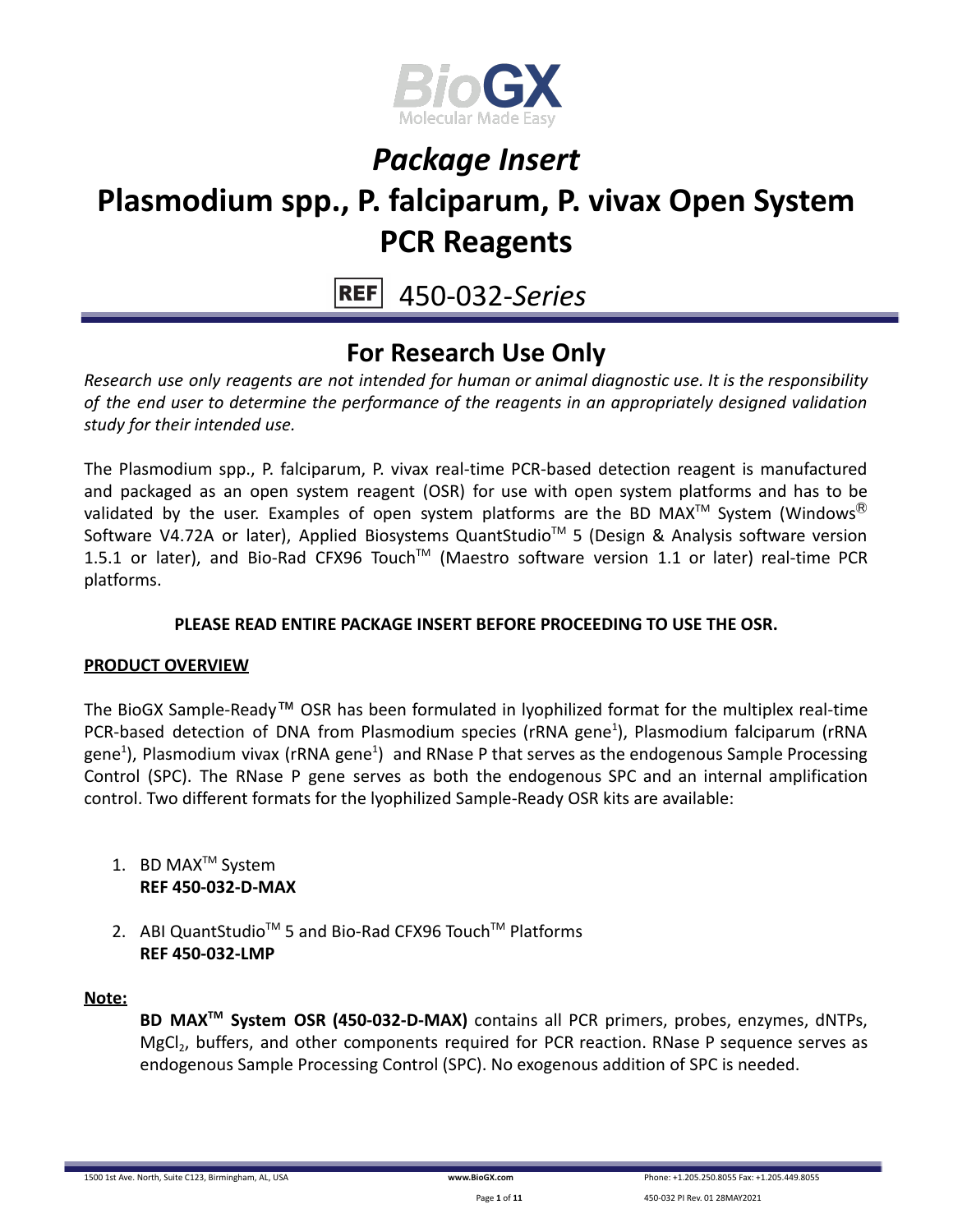BioGX
Molecular Made Easy

# *Package Insert*

# Plasmodium spp., P. falciparum, P. vivax Open System PCR Reagents

REF 450-032-*Series*

## For Research Use Only

*Research use only reagents are not intended for human or animal diagnostic use. It is the responsibility of the end user to determine the performance of the reagents in an appropriately designed validation study for their intended use.*

The Plasmodium spp., P. falciparum, P. vivax real-time PCR-based detection reagent is manufactured and packaged as an open system reagent (OSR) for use with open system platforms and has to be validated by the user. Examples of open system platforms are the BD MAX™ System (Windows® Software V4.72A or later), Applied Biosystems QuantStudio™ 5 (Design & Analysis software version 1.5.1 or later), and Bio-Rad CFX96 Touch™ (Maestro software version 1.1 or later) real-time PCR platforms.

**PLEASE READ ENTIRE PACKAGE INSERT BEFORE PROCEEDING TO USE THE OSR.**

**PRODUCT OVERVIEW**

The BioGX Sample-Ready™ OSR has been formulated in lyophilized format for the multiplex real-time PCR-based detection of DNA from Plasmodium species (rRNA gene[1]), Plasmodium falciparum (rRNA gene[1]), Plasmodium vivax (rRNA gene[1]) and RNase P that serves as the endogenous Sample Processing Control (SPC). The RNase P gene serves as both the endogenous SPC and an internal amplification control. Two different formats for the lyophilized Sample-Ready OSR kits are available:

1. BD MAX™ System
   **REF 450-032-D-MAX**

2. ABI QuantStudio™ 5 and Bio-Rad CFX96 Touch™ Platforms
   **REF 450-032-LMP**

**Note:**

**BD MAX™ System OSR (450-032-D-MAX)** contains all PCR primers, probes, enzymes, dNTPs, $MgCl_2$, buffers, and other components required for PCR reaction. RNase P sequence serves as endogenous Sample Processing Control (SPC). No exogenous addition of SPC is needed.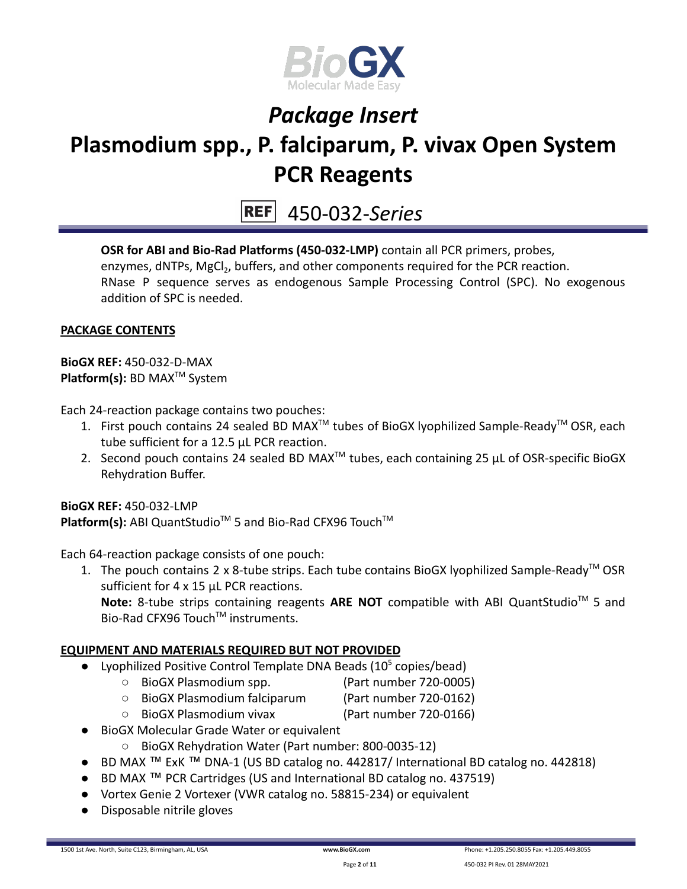# *Package Insert*

# Plasmodium spp., P. falciparum, P. vivax Open System PCR Reagents

## REF 450-032-*Series*

**OSR for ABI and Bio-Rad Platforms (450-032-LMP)** contain all PCR primers, probes, enzymes, dNTPs, $MgCl_2$, buffers, and other components required for the PCR reaction. RNase P sequence serves as endogenous Sample Processing Control (SPC). No exogenous addition of SPC is needed.

**PACKAGE CONTENTS**

**BioGX REF:** 450-032-D-MAX
**Platform(s):** BD MAX™ System

Each 24-reaction package contains two pouches:

1. First pouch contains 24 sealed BD MAX™ tubes of BioGX lyophilized Sample-Ready™ OSR, each tube sufficient for a 12.5 µL PCR reaction.
2. Second pouch contains 24 sealed BD MAX™ tubes, each containing 25 µL of OSR-specific BioGX Rehydration Buffer.

**BioGX REF:** 450-032-LMP
**Platform(s):** ABI QuantStudio™ 5 and Bio-Rad CFX96 Touch™

Each 64-reaction package consists of one pouch:

1. The pouch contains 2 x 8-tube strips. Each tube contains BioGX lyophilized Sample-Ready™ OSR sufficient for 4 x 15 µL PCR reactions.
   **Note:** 8-tube strips containing reagents **ARE NOT** compatible with ABI QuantStudio™ 5 and Bio-Rad CFX96 Touch™ instruments.

**EQUIPMENT AND MATERIALS REQUIRED BUT NOT PROVIDED**

- Lyophilized Positive Control Template DNA Beads ($10^5$ copies/bead)
  - BioGX Plasmodium spp. (Part number 720-0005)
  - BioGX Plasmodium falciparum (Part number 720-0162)
  - BioGX Plasmodium vivax (Part number 720-0166)
- BioGX Molecular Grade Water or equivalent
  - BioGX Rehydration Water (Part number: 800-0035-12)
- BD MAX ™ ExK ™ DNA-1 (US BD catalog no. 442817/ International BD catalog no. 442818)
- BD MAX ™ PCR Cartridges (US and International BD catalog no. 437519)
- Vortex Genie 2 Vortexer (VWR catalog no. 58815-234) or equivalent
- Disposable nitrile gloves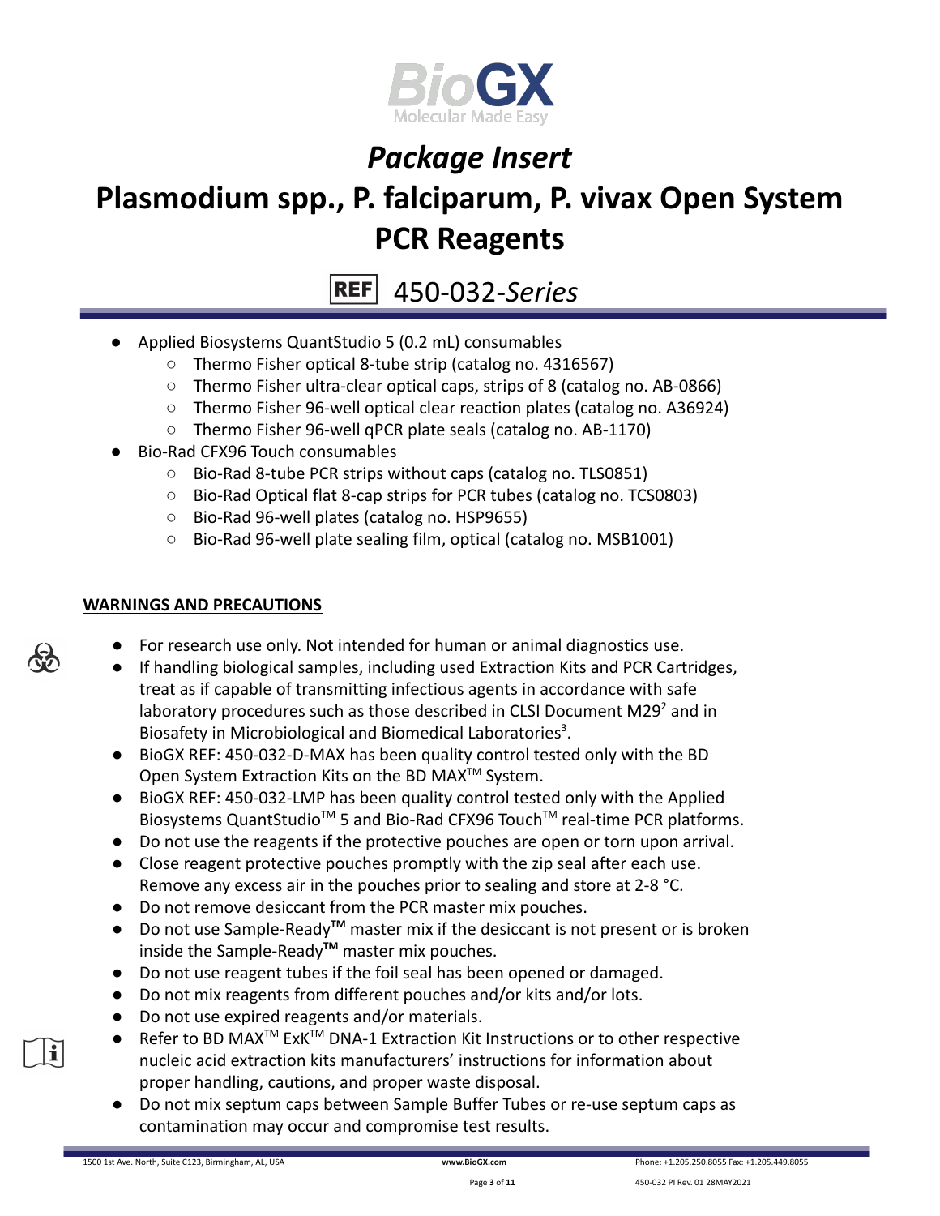- Applied Biosystems QuantStudio 5 (0.2 mL) consumables
  - Thermo Fisher optical 8-tube strip (catalog no. 4316567)
  - Thermo Fisher ultra-clear optical caps, strips of 8 (catalog no. AB-0866)
  - Thermo Fisher 96-well optical clear reaction plates (catalog no. A36924)
  - Thermo Fisher 96-well qPCR plate seals (catalog no. AB-1170)
- Bio-Rad CFX96 Touch consumables
  - Bio-Rad 8-tube PCR strips without caps (catalog no. TLS0851)
  - Bio-Rad Optical flat 8-cap strips for PCR tubes (catalog no. TCS0803)
  - Bio-Rad 96-well plates (catalog no. HSP9655)
  - Bio-Rad 96-well plate sealing film, optical (catalog no. MSB1001)

## WARNINGS AND PRECAUTIONS

- For research use only. Not intended for human or animal diagnostics use.
- If handling biological samples, including used Extraction Kits and PCR Cartridges, treat as if capable of transmitting infectious agents in accordance with safe laboratory procedures such as those described in CLSI Document M29[2] and in Biosafety in Microbiological and Biomedical Laboratories[3].
- BioGX REF: 450-032-D-MAX has been quality control tested only with the BD Open System Extraction Kits on the BD MAX™ System.
- BioGX REF: 450-032-LMP has been quality control tested only with the Applied Biosystems QuantStudio™ 5 and Bio-Rad CFX96 Touch™ real-time PCR platforms.
- Do not use the reagents if the protective pouches are open or torn upon arrival.
- Close reagent protective pouches promptly with the zip seal after each use. Remove any excess air in the pouches prior to sealing and store at 2-8 °C.
- Do not remove desiccant from the PCR master mix pouches.
- Do not use Sample-Ready™ master mix if the desiccant is not present or is broken inside the Sample-Ready™ master mix pouches.
- Do not use reagent tubes if the foil seal has been opened or damaged.
- Do not mix reagents from different pouches and/or kits and/or lots.
- Do not use expired reagents and/or materials.
- Refer to BD MAX™ ExK™ DNA-1 Extraction Kit Instructions or to other respective nucleic acid extraction kits manufacturers' instructions for information about proper handling, cautions, and proper waste disposal.
- Do not mix septum caps between Sample Buffer Tubes or re-use septum caps as contamination may occur and compromise test results.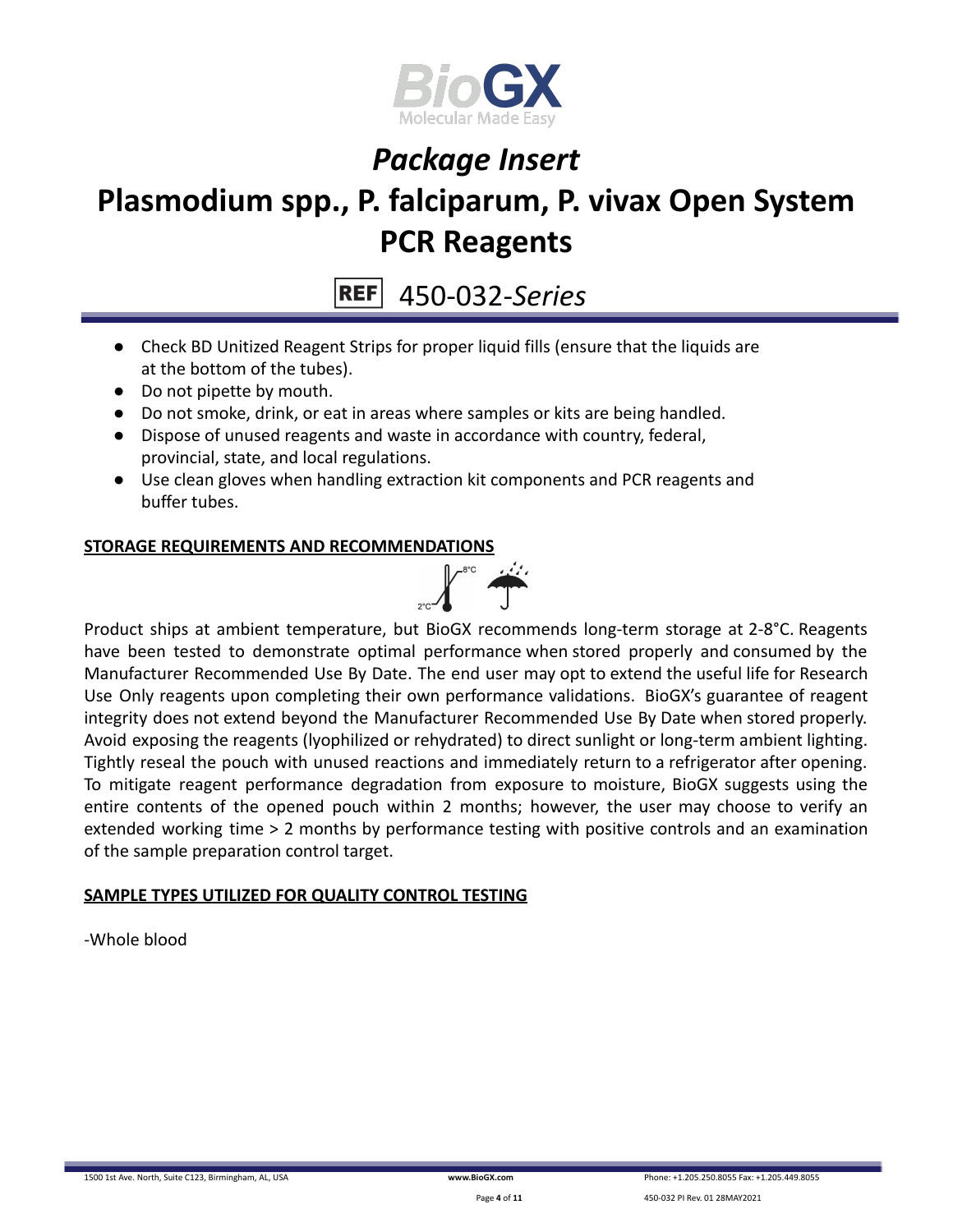- Check BD Unitized Reagent Strips for proper liquid fills (ensure that the liquids are at the bottom of the tubes).
- Do not pipette by mouth.
- Do not smoke, drink, or eat in areas where samples or kits are being handled.
- Dispose of unused reagents and waste in accordance with country, federal, provincial, state, and local regulations.
- Use clean gloves when handling extraction kit components and PCR reagents and buffer tubes.

**STORAGE REQUIREMENTS AND RECOMMENDATIONS**

Product ships at ambient temperature, but BioGX recommends long-term storage at 2-8°C. Reagents have been tested to demonstrate optimal performance when stored properly and consumed by the Manufacturer Recommended Use By Date. The end user may opt to extend the useful life for Research Use Only reagents upon completing their own performance validations. BioGX's guarantee of reagent integrity does not extend beyond the Manufacturer Recommended Use By Date when stored properly. Avoid exposing the reagents (lyophilized or rehydrated) to direct sunlight or long-term ambient lighting. Tightly reseal the pouch with unused reactions and immediately return to a refrigerator after opening. To mitigate reagent performance degradation from exposure to moisture, BioGX suggests using the entire contents of the opened pouch within 2 months; however, the user may choose to verify an extended working time > 2 months by performance testing with positive controls and an examination of the sample preparation control target.

**SAMPLE TYPES UTILIZED FOR QUALITY CONTROL TESTING**

-Whole blood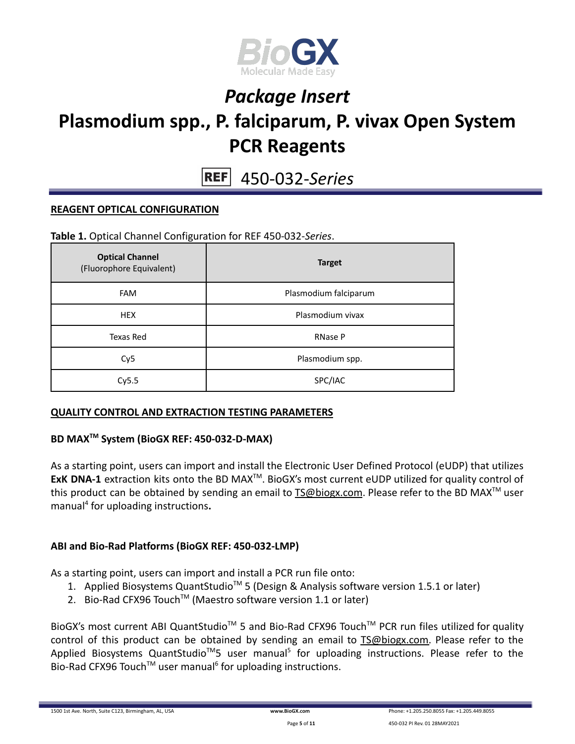# *Package Insert*

# Plasmodium spp., P. falciparum, P. vivax Open System PCR Reagents

REF 450-032-*Series*

## REAGENT OPTICAL CONFIGURATION

**Table 1.** Optical Channel Configuration for REF 450-032-*Series*.

| **Optical Channel** (Fluorophore Equivalent) | **Target** |
|---|---|
| FAM | Plasmodium falciparum |
| HEX | Plasmodium vivax |
| Texas Red | RNase P |
| Cy5 | Plasmodium spp. |
| Cy5.5 | SPC/IAC |

## QUALITY CONTROL AND EXTRACTION TESTING PARAMETERS

### BD MAX™ System (BioGX REF: 450-032-D-MAX)

As a starting point, users can import and install the Electronic User Defined Protocol (eUDP) that utilizes **ExK DNA-1** extraction kits onto the BD MAX™. BioGX's most current eUDP utilized for quality control of this product can be obtained by sending an email to TS@biogx.com. Please refer to the BD MAX™ user manual[4] for uploading instructions.

### ABI and Bio-Rad Platforms (BioGX REF: 450-032-LMP)

As a starting point, users can import and install a PCR run file onto:

1. Applied Biosystems QuantStudio™ 5 (Design & Analysis software version 1.5.1 or later)
2. Bio-Rad CFX96 Touch™ (Maestro software version 1.1 or later)

BioGX's most current ABI QuantStudio™ 5 and Bio-Rad CFX96 Touch™ PCR run files utilized for quality control of this product can be obtained by sending an email to TS@biogx.com. Please refer to the Applied Biosystems QuantStudio™5 user manual[5] for uploading instructions. Please refer to the Bio-Rad CFX96 Touch™ user manual[6] for uploading instructions.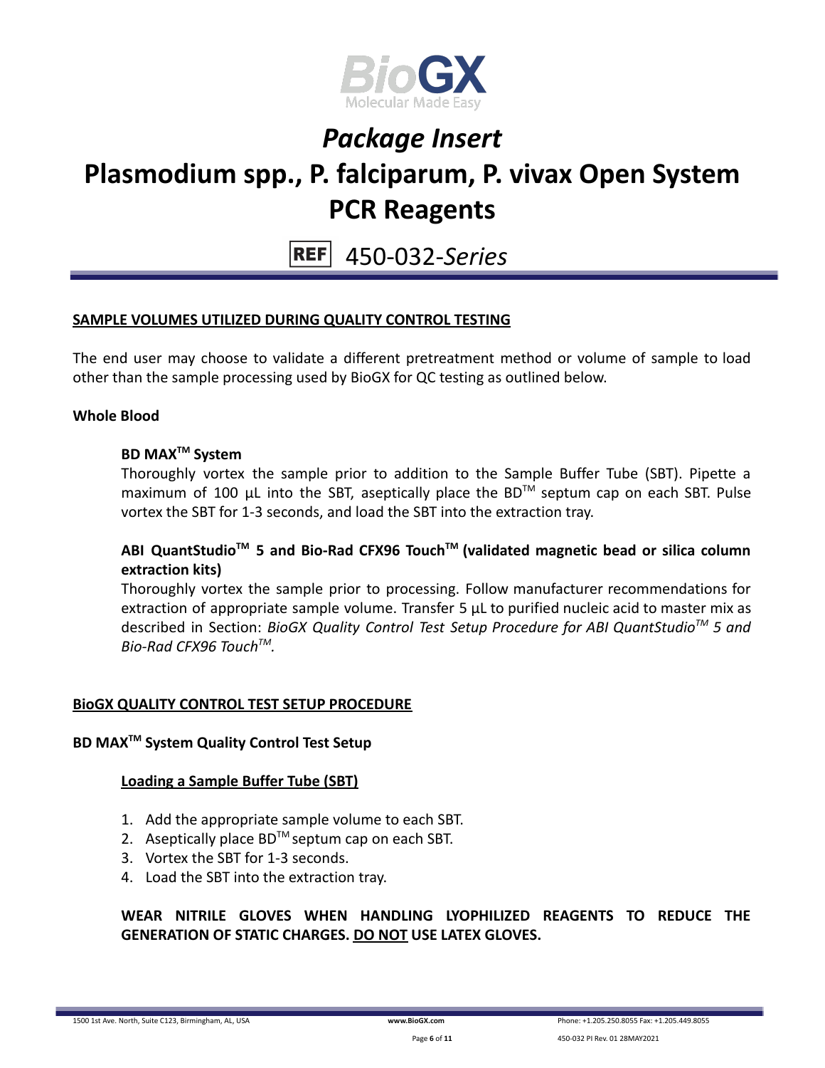## SAMPLE VOLUMES UTILIZED DURING QUALITY CONTROL TESTING

The end user may choose to validate a different pretreatment method or volume of sample to load other than the sample processing used by BioGX for QC testing as outlined below.

**Whole Blood**

**BD MAX™ System**

Thoroughly vortex the sample prior to addition to the Sample Buffer Tube (SBT). Pipette a maximum of 100 µL into the SBT, aseptically place the BD™ septum cap on each SBT. Pulse vortex the SBT for 1-3 seconds, and load the SBT into the extraction tray.

**ABI QuantStudio™ 5 and Bio-Rad CFX96 Touch™ (validated magnetic bead or silica column extraction kits)**

Thoroughly vortex the sample prior to processing. Follow manufacturer recommendations for extraction of appropriate sample volume. Transfer 5 µL to purified nucleic acid to master mix as described in Section: *BioGX Quality Control Test Setup Procedure for ABI QuantStudio™ 5 and Bio-Rad CFX96 Touch™.*

## BioGX QUALITY CONTROL TEST SETUP PROCEDURE

**BD MAX™ System Quality Control Test Setup**

**Loading a Sample Buffer Tube (SBT)**

1. Add the appropriate sample volume to each SBT.
2. Aseptically place BD™ septum cap on each SBT.
3. Vortex the SBT for 1-3 seconds.
4. Load the SBT into the extraction tray.

**WEAR NITRILE GLOVES WHEN HANDLING LYOPHILIZED REAGENTS TO REDUCE THE GENERATION OF STATIC CHARGES. DO NOT USE LATEX GLOVES.**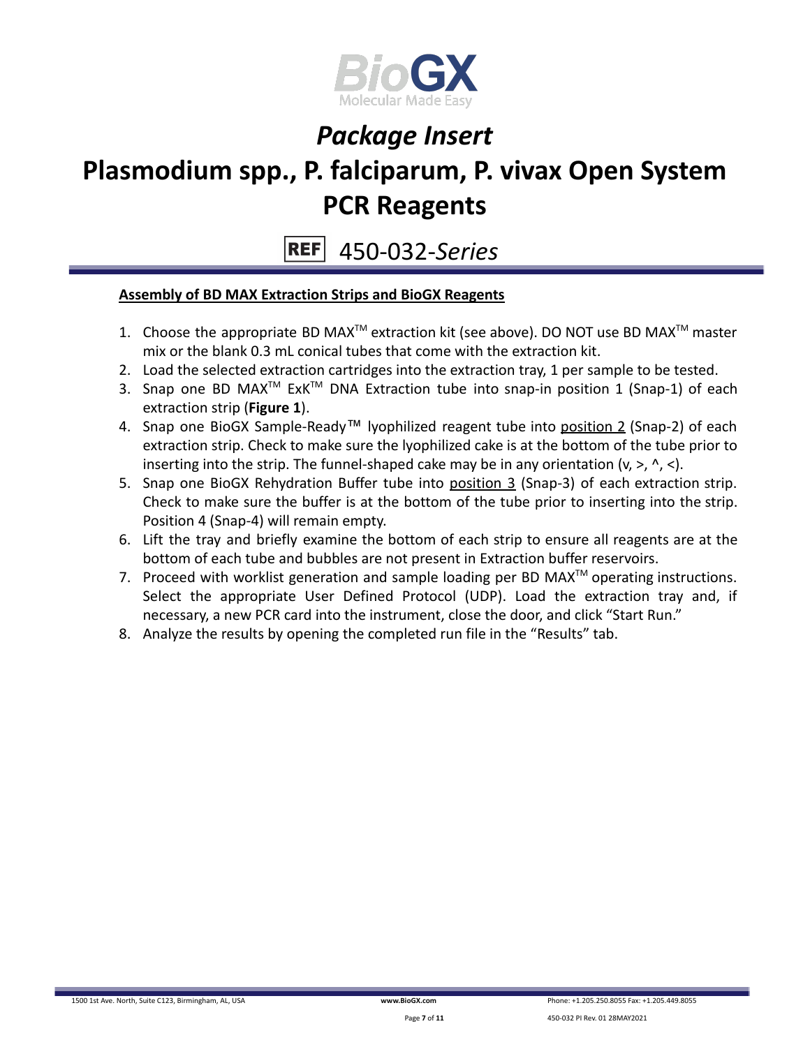## Assembly of BD MAX Extraction Strips and BioGX Reagents

1. Choose the appropriate BD MAX™ extraction kit (see above). DO NOT use BD MAX™ master mix or the blank 0.3 mL conical tubes that come with the extraction kit.
2. Load the selected extraction cartridges into the extraction tray, 1 per sample to be tested.
3. Snap one BD MAX™ ExK™ DNA Extraction tube into snap-in position 1 (Snap-1) of each extraction strip (**Figure 1**).
4. Snap one BioGX Sample-Ready™ lyophilized reagent tube into position 2 (Snap-2) of each extraction strip. Check to make sure the lyophilized cake is at the bottom of the tube prior to inserting into the strip. The funnel-shaped cake may be in any orientation (v, >, ^, <).
5. Snap one BioGX Rehydration Buffer tube into position 3 (Snap-3) of each extraction strip. Check to make sure the buffer is at the bottom of the tube prior to inserting into the strip. Position 4 (Snap-4) will remain empty.
6. Lift the tray and briefly examine the bottom of each strip to ensure all reagents are at the bottom of each tube and bubbles are not present in Extraction buffer reservoirs.
7. Proceed with worklist generation and sample loading per BD MAX™ operating instructions. Select the appropriate User Defined Protocol (UDP). Load the extraction tray and, if necessary, a new PCR card into the instrument, close the door, and click "Start Run."
8. Analyze the results by opening the completed run file in the "Results" tab.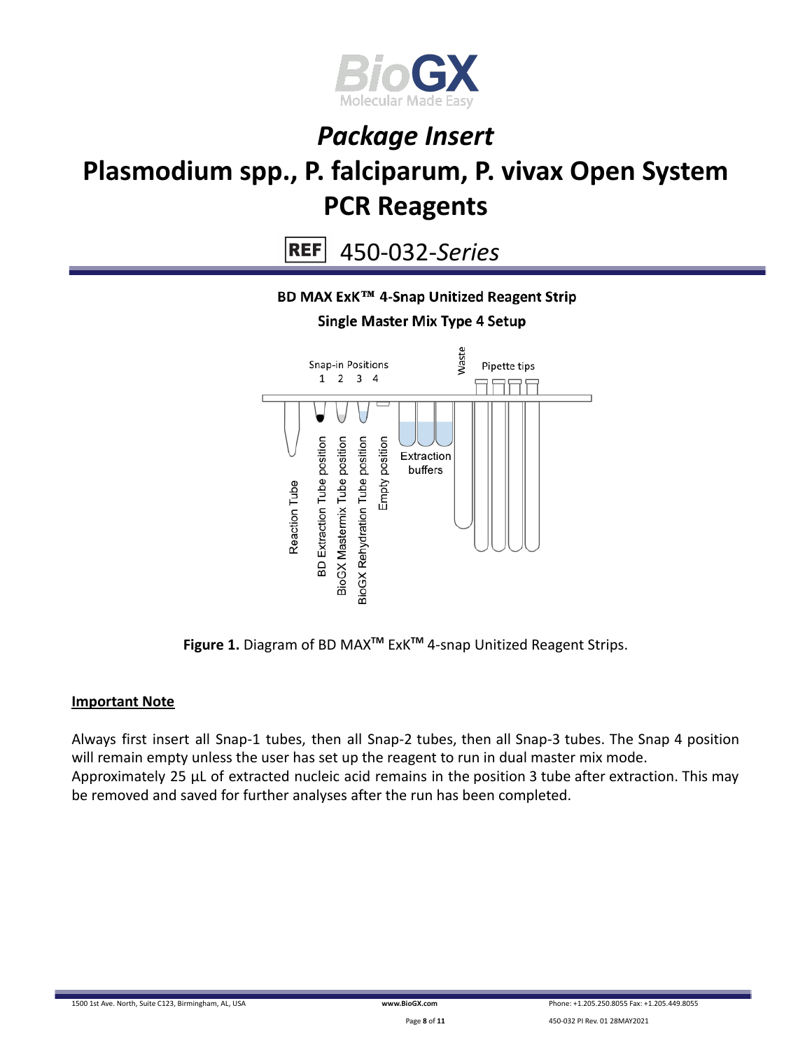# *Package Insert*

# Plasmodium spp., P. falciparum, P. vivax Open System PCR Reagents

REF 450-032-*Series*

**BD MAX ExK™ 4-Snap Unitized Reagent Strip**

**Single Master Mix Type 4 Setup**

Snap-in Positions 1 2 3 4

Waste

Pipette tips

Reaction Tube

BD Extraction Tube position

BioGX Mastermix Tube position

BioGX Rehydration Tube position

Empty position

Extraction buffers

**Figure 1.** Diagram of BD MAX™ ExK™ 4-snap Unitized Reagent Strips.

**Important Note**

Always first insert all Snap-1 tubes, then all Snap-2 tubes, then all Snap-3 tubes. The Snap 4 position will remain empty unless the user has set up the reagent to run in dual master mix mode. Approximately 25 µL of extracted nucleic acid remains in the position 3 tube after extraction. This may be removed and saved for further analyses after the run has been completed.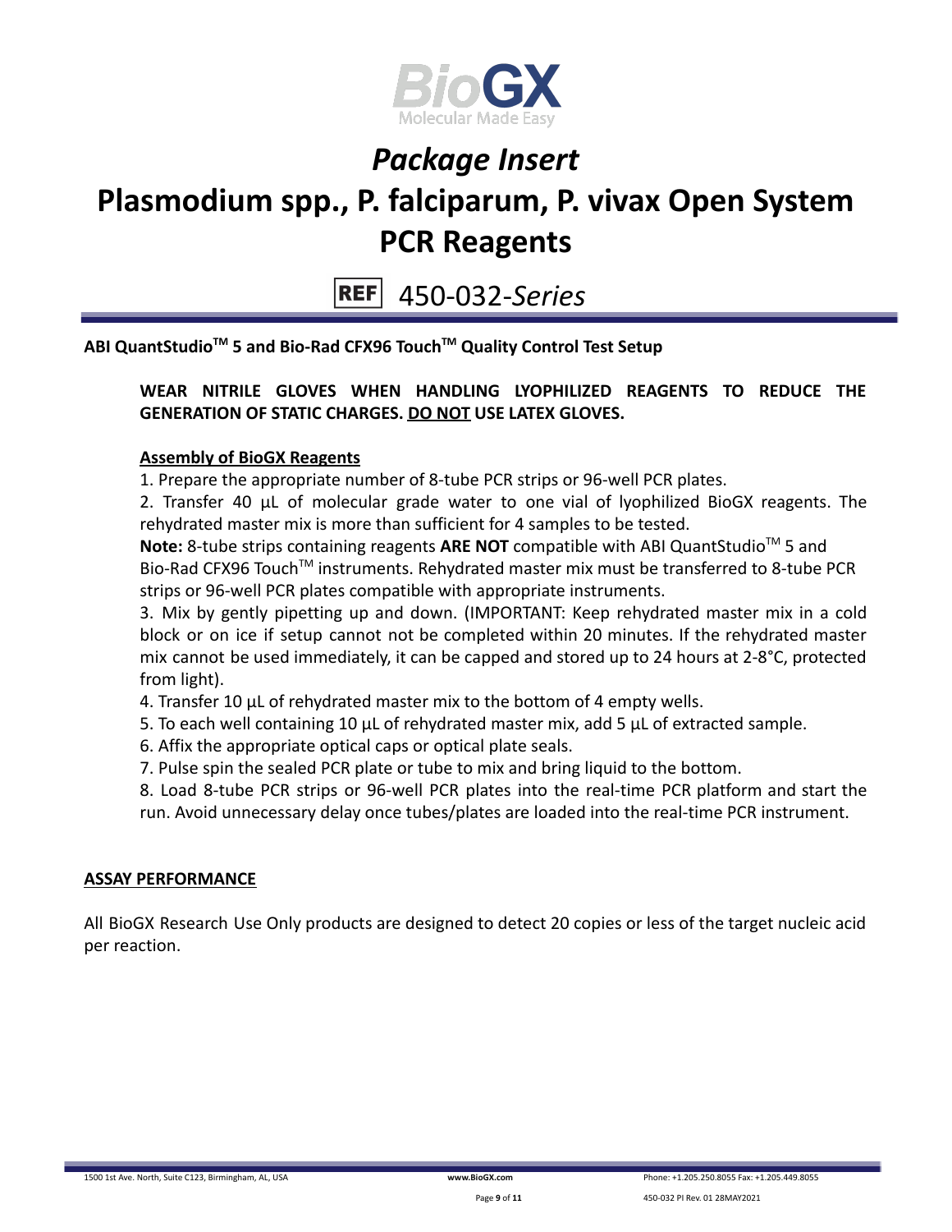# *Package Insert*

# Plasmodium spp., P. falciparum, P. vivax Open System PCR Reagents

REF 450-032-*Series*

**ABI QuantStudio™ 5 and Bio-Rad CFX96 Touch™ Quality Control Test Setup**

**WEAR NITRILE GLOVES WHEN HANDLING LYOPHILIZED REAGENTS TO REDUCE THE GENERATION OF STATIC CHARGES. <u>DO NOT</u> USE LATEX GLOVES.**

**<u>Assembly of BioGX Reagents</u>**

1. Prepare the appropriate number of 8-tube PCR strips or 96-well PCR plates.
2. Transfer 40 µL of molecular grade water to one vial of lyophilized BioGX reagents. The rehydrated master mix is more than sufficient for 4 samples to be tested.

**Note:** 8-tube strips containing reagents **ARE NOT** compatible with ABI QuantStudio™ 5 and Bio-Rad CFX96 Touch™ instruments. Rehydrated master mix must be transferred to 8-tube PCR strips or 96-well PCR plates compatible with appropriate instruments.

3. Mix by gently pipetting up and down. (IMPORTANT: Keep rehydrated master mix in a cold block or on ice if setup cannot not be completed within 20 minutes. If the rehydrated master mix cannot be used immediately, it can be capped and stored up to 24 hours at 2-8°C, protected from light).
4. Transfer 10 µL of rehydrated master mix to the bottom of 4 empty wells.
5. To each well containing 10 µL of rehydrated master mix, add 5 µL of extracted sample.
6. Affix the appropriate optical caps or optical plate seals.
7. Pulse spin the sealed PCR plate or tube to mix and bring liquid to the bottom.
8. Load 8-tube PCR strips or 96-well PCR plates into the real-time PCR platform and start the run. Avoid unnecessary delay once tubes/plates are loaded into the real-time PCR instrument.

## <u>ASSAY PERFORMANCE</u>

All BioGX Research Use Only products are designed to detect 20 copies or less of the target nucleic acid per reaction.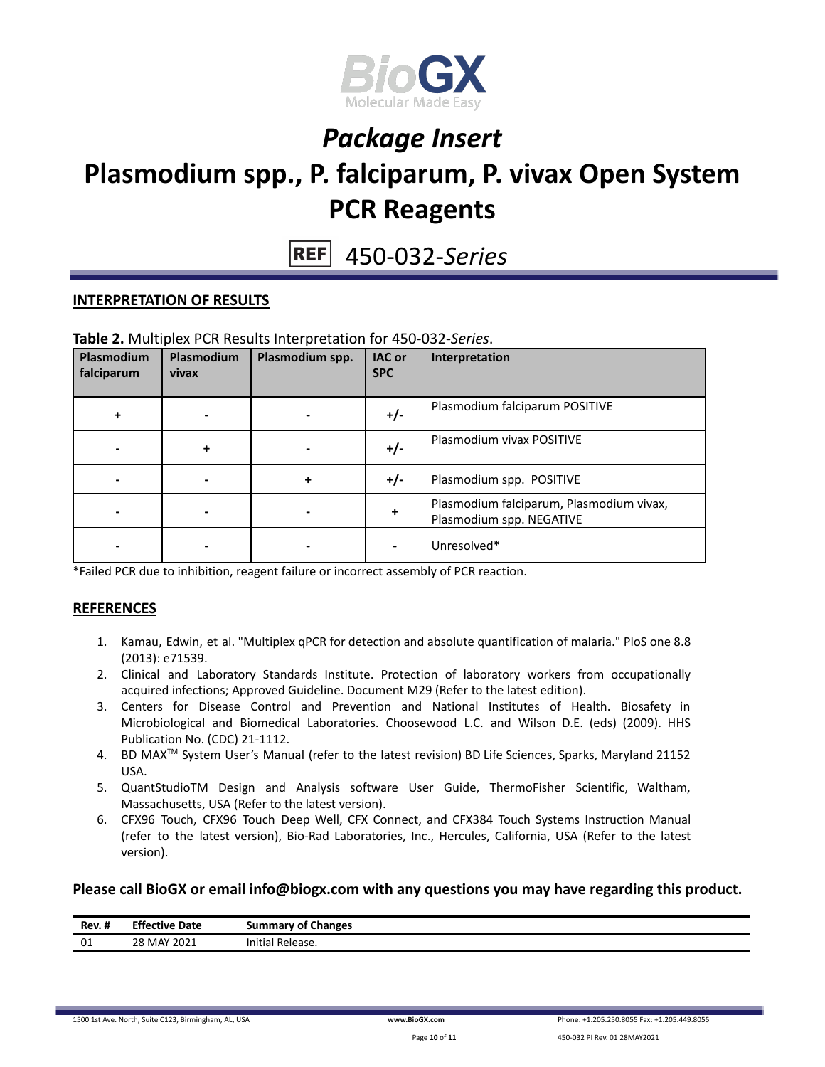# Package Insert

# Plasmodium spp., P. falciparum, P. vivax Open System PCR Reagents

REF 450-032-*Series*

## INTERPRETATION OF RESULTS

**Table 2.** Multiplex PCR Results Interpretation for 450-032-*Series*.

| Plasmodium falciparum | Plasmodium vivax | Plasmodium spp. | IAC or SPC | Interpretation |
|---|---|---|---|---|
| + | - | - | +/- | Plasmodium falciparum POSITIVE |
| - | + | - | +/- | Plasmodium vivax POSITIVE |
| - | - | + | +/- | Plasmodium spp. POSITIVE |
| - | - | - | + | Plasmodium falciparum, Plasmodium vivax, Plasmodium spp. NEGATIVE |
| - | - | - | - | Unresolved* |

*Failed PCR due to inhibition, reagent failure or incorrect assembly of PCR reaction.

## REFERENCES

1. Kamau, Edwin, et al. "Multiplex qPCR for detection and absolute quantification of malaria." PloS one 8.8 (2013): e71539.
2. Clinical and Laboratory Standards Institute. Protection of laboratory workers from occupationally acquired infections; Approved Guideline. Document M29 (Refer to the latest edition).
3. Centers for Disease Control and Prevention and National Institutes of Health. Biosafety in Microbiological and Biomedical Laboratories. Choosewood L.C. and Wilson D.E. (eds) (2009). HHS Publication No. (CDC) 21-1112.
4. BD MAX™ System User's Manual (refer to the latest revision) BD Life Sciences, Sparks, Maryland 21152 USA.
5. QuantStudioTM Design and Analysis software User Guide, ThermoFisher Scientific, Waltham, Massachusetts, USA (Refer to the latest version).
6. CFX96 Touch, CFX96 Touch Deep Well, CFX Connect, and CFX384 Touch Systems Instruction Manual (refer to the latest version), Bio-Rad Laboratories, Inc., Hercules, California, USA (Refer to the latest version).

**Please call BioGX or email info@biogx.com with any questions you may have regarding this product.**

| Rev. # | Effective Date | Summary of Changes |
|---|---|---|
| 01 | 28 MAY 2021 | Initial Release. |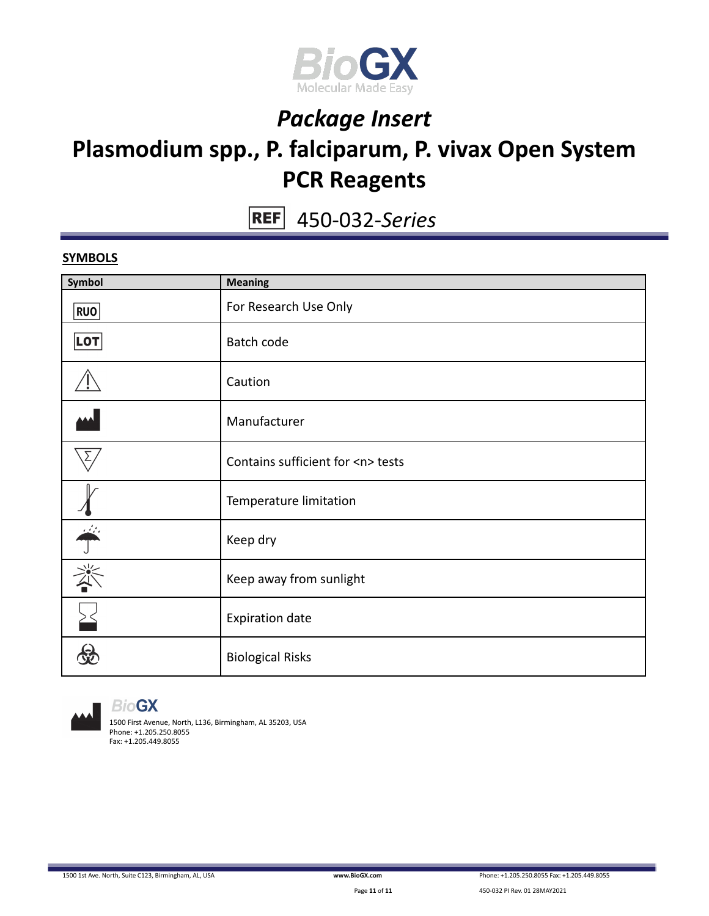# *Package Insert*

# Plasmodium spp., P. falciparum, P. vivax Open System PCR Reagents

REF 450-032-*Series*

## SYMBOLS

| Symbol | Meaning |
|---|---|
| RUO | For Research Use Only |
| LOT | Batch code |
| | Caution |
| | Manufacturer |
| Σ | Contains sufficient for <n> tests |
| | Temperature limitation |
| | Keep dry |
| | Keep away from sunlight |
| | Expiration date |
| | Biological Risks |

BioGX
1500 First Avenue, North, L136, Birmingham, AL 35203, USA
Phone: +1.205.250.8055
Fax: +1.205.449.8055